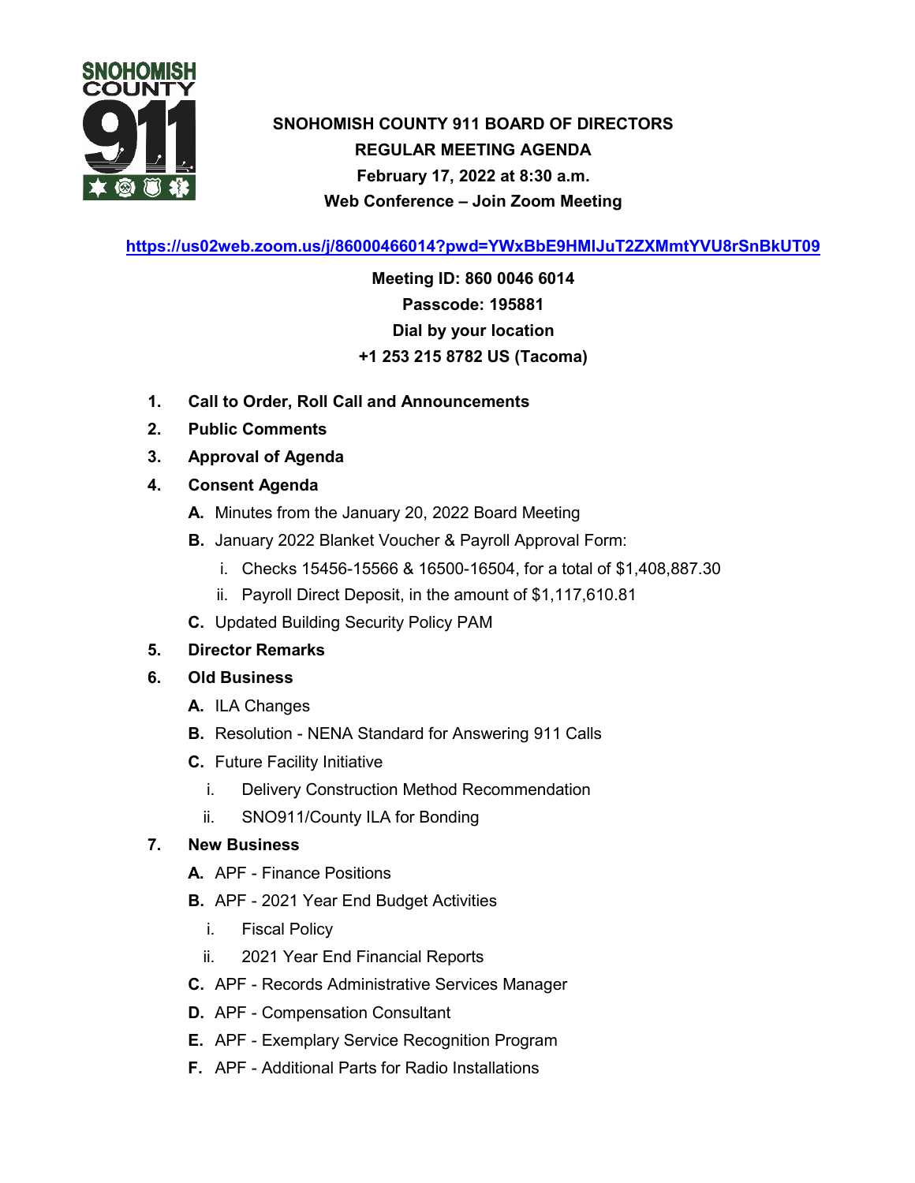# SNOHOMISH COUNTY 911 BOARD OF DIRECTORS

## REGULAR MEETING AGENDA

**February 17, 2022 at 8:30 a.m.**

**Web Conference – Join Zoom Meeting**

**https://us02web.zoom.us/j/86000466014?pwd=YWxBbE9HMlJuT2ZXMmtYVU8rSnBkUT09**

**Meeting ID: 860 0046 6014**
**Passcode: 195881**
**Dial by your location**
**+1 253 215 8782 US (Tacoma)**

1. **Call to Order, Roll Call and Announcements**
2. **Public Comments**
3. **Approval of Agenda**
4. **Consent Agenda**
   - **A.** Minutes from the January 20, 2022 Board Meeting
   - **B.** January 2022 Blanket Voucher & Payroll Approval Form:
     - i. Checks 15456-15566 & 16500-16504, for a total of $1,408,887.30
     - ii. Payroll Direct Deposit, in the amount of $1,117,610.81
   - **C.** Updated Building Security Policy PAM
5. **Director Remarks**
6. **Old Business**
   - **A.** ILA Changes
   - **B.** Resolution - NENA Standard for Answering 911 Calls
   - **C.** Future Facility Initiative
     - i. Delivery Construction Method Recommendation
     - ii. SNO911/County ILA for Bonding
7. **New Business**
   - **A.** APF - Finance Positions
   - **B.** APF - 2021 Year End Budget Activities
     - i. Fiscal Policy
     - ii. 2021 Year End Financial Reports
   - **C.** APF - Records Administrative Services Manager
   - **D.** APF - Compensation Consultant
   - **E.** APF - Exemplary Service Recognition Program
   - **F.** APF - Additional Parts for Radio Installations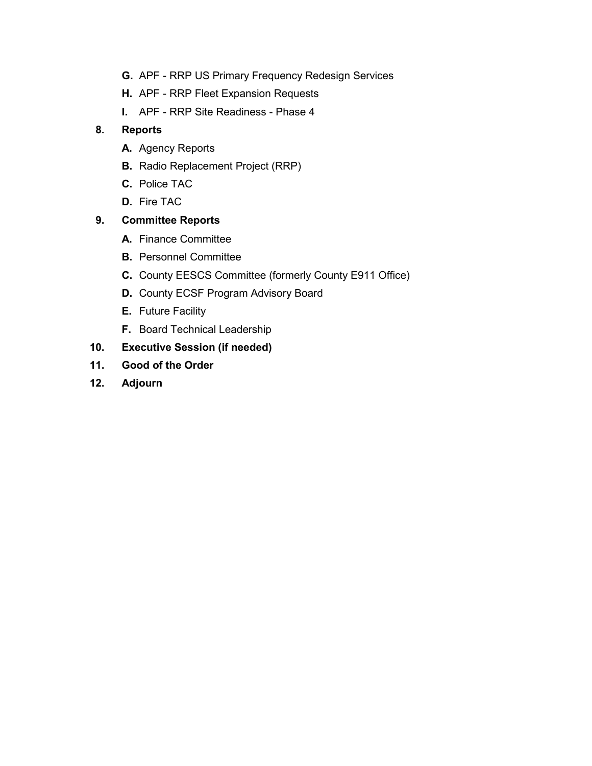**G.** APF - RRP US Primary Frequency Redesign Services

**H.** APF - RRP Fleet Expansion Requests

**I.** APF - RRP Site Readiness - Phase 4

**8. Reports**

**A.** Agency Reports

**B.** Radio Replacement Project (RRP)

**C.** Police TAC

**D.** Fire TAC

**9. Committee Reports**

**A.** Finance Committee

**B.** Personnel Committee

**C.** County EESCS Committee (formerly County E911 Office)

**D.** County ECSF Program Advisory Board

**E.** Future Facility

**F.** Board Technical Leadership

**10. Executive Session (if needed)**

**11. Good of the Order**

**12. Adjourn**